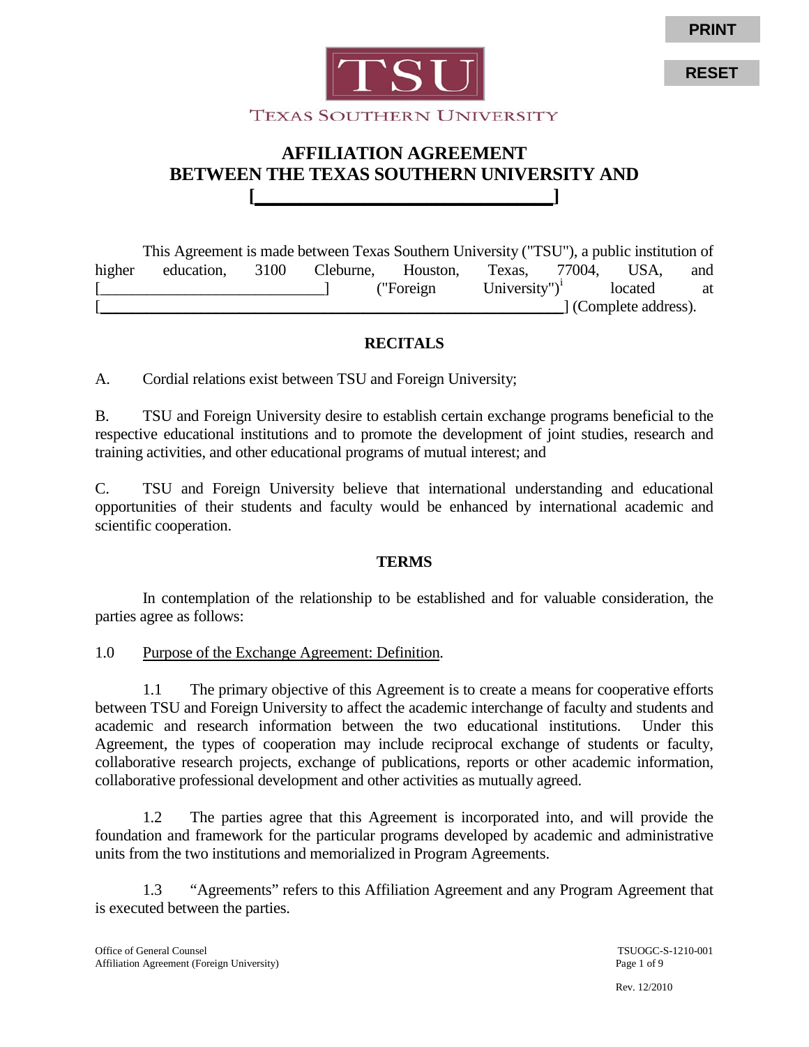TSU

TEXAS SOUTHERN UNIVERSITY

# AFFILIATION AGREEMENT
# BETWEEN THE TEXAS SOUTHERN UNIVERSITY AND
# [______________________________]

This Agreement is made between Texas Southern University ("TSU"), a public institution of higher education, 3100 Cleburne, Houston, Texas, 77004, USA, and [____________________________] ("Foreign University")[i] located at [__________________________________________________________] (Complete address).

## RECITALS

A. Cordial relations exist between TSU and Foreign University;

B. TSU and Foreign University desire to establish certain exchange programs beneficial to the respective educational institutions and to promote the development of joint studies, research and training activities, and other educational programs of mutual interest; and

C. TSU and Foreign University believe that international understanding and educational opportunities of their students and faculty would be enhanced by international academic and scientific cooperation.

## TERMS

In contemplation of the relationship to be established and for valuable consideration, the parties agree as follows:

1.0 Purpose of the Exchange Agreement: Definition.

1.1 The primary objective of this Agreement is to create a means for cooperative efforts between TSU and Foreign University to affect the academic interchange of faculty and students and academic and research information between the two educational institutions. Under this Agreement, the types of cooperation may include reciprocal exchange of students or faculty, collaborative research projects, exchange of publications, reports or other academic information, collaborative professional development and other activities as mutually agreed.

1.2 The parties agree that this Agreement is incorporated into, and will provide the foundation and framework for the particular programs developed by academic and administrative units from the two institutions and memorialized in Program Agreements.

1.3 "Agreements" refers to this Affiliation Agreement and any Program Agreement that is executed between the parties.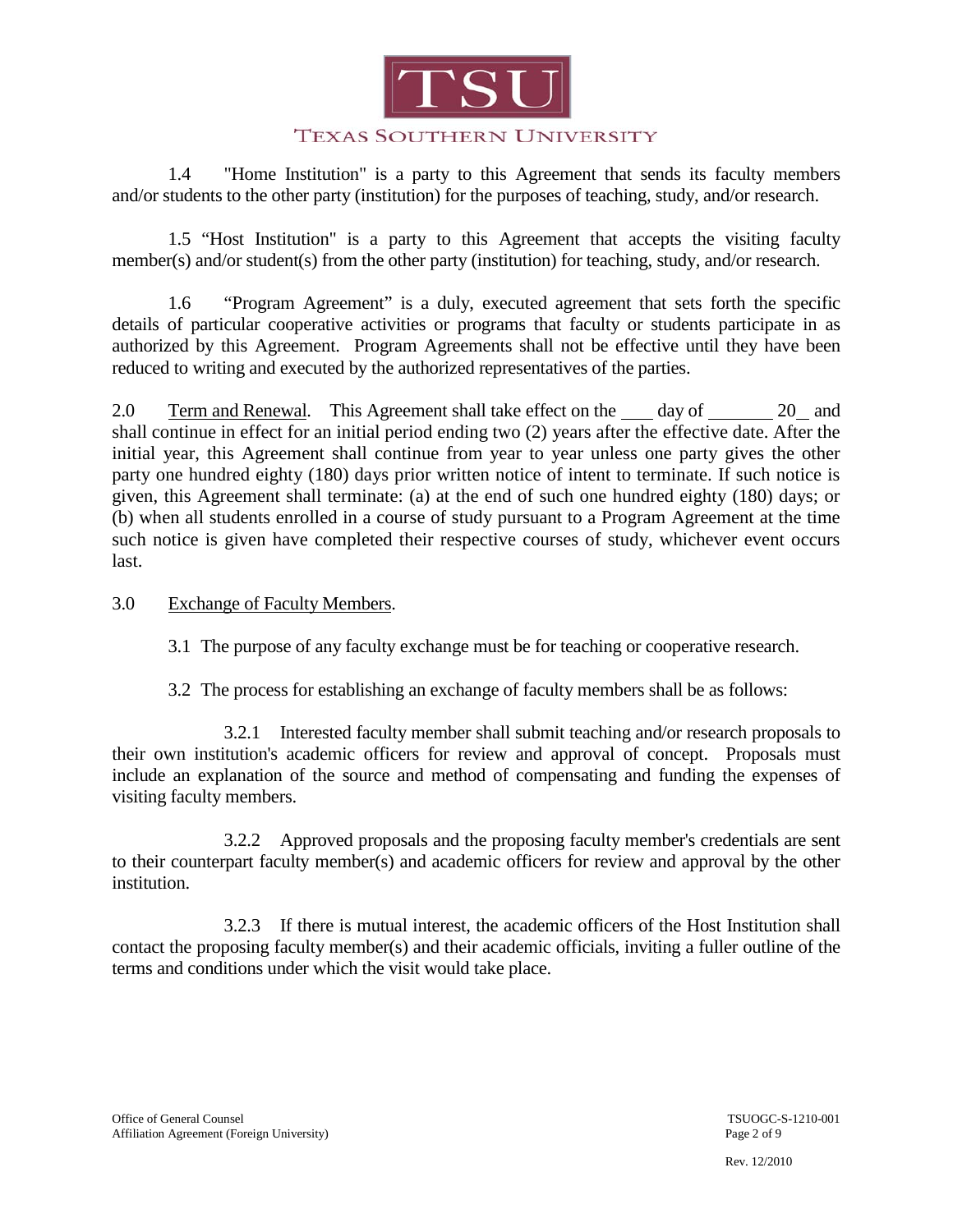1.4 "Home Institution" is a party to this Agreement that sends its faculty members and/or students to the other party (institution) for the purposes of teaching, study, and/or research.

1.5 "Host Institution" is a party to this Agreement that accepts the visiting faculty member(s) and/or student(s) from the other party (institution) for teaching, study, and/or research.

1.6 "Program Agreement" is a duly, executed agreement that sets forth the specific details of particular cooperative activities or programs that faculty or students participate in as authorized by this Agreement. Program Agreements shall not be effective until they have been reduced to writing and executed by the authorized representatives of the parties.

2.0 Term and Renewal. This Agreement shall take effect on the ___ day of _______ 20_ and shall continue in effect for an initial period ending two (2) years after the effective date. After the initial year, this Agreement shall continue from year to year unless one party gives the other party one hundred eighty (180) days prior written notice of intent to terminate. If such notice is given, this Agreement shall terminate: (a) at the end of such one hundred eighty (180) days; or (b) when all students enrolled in a course of study pursuant to a Program Agreement at the time such notice is given have completed their respective courses of study, whichever event occurs last.

3.0 Exchange of Faculty Members.

3.1 The purpose of any faculty exchange must be for teaching or cooperative research.

3.2 The process for establishing an exchange of faculty members shall be as follows:

3.2.1 Interested faculty member shall submit teaching and/or research proposals to their own institution's academic officers for review and approval of concept. Proposals must include an explanation of the source and method of compensating and funding the expenses of visiting faculty members.

3.2.2 Approved proposals and the proposing faculty member's credentials are sent to their counterpart faculty member(s) and academic officers for review and approval by the other institution.

3.2.3 If there is mutual interest, the academic officers of the Host Institution shall contact the proposing faculty member(s) and their academic officials, inviting a fuller outline of the terms and conditions under which the visit would take place.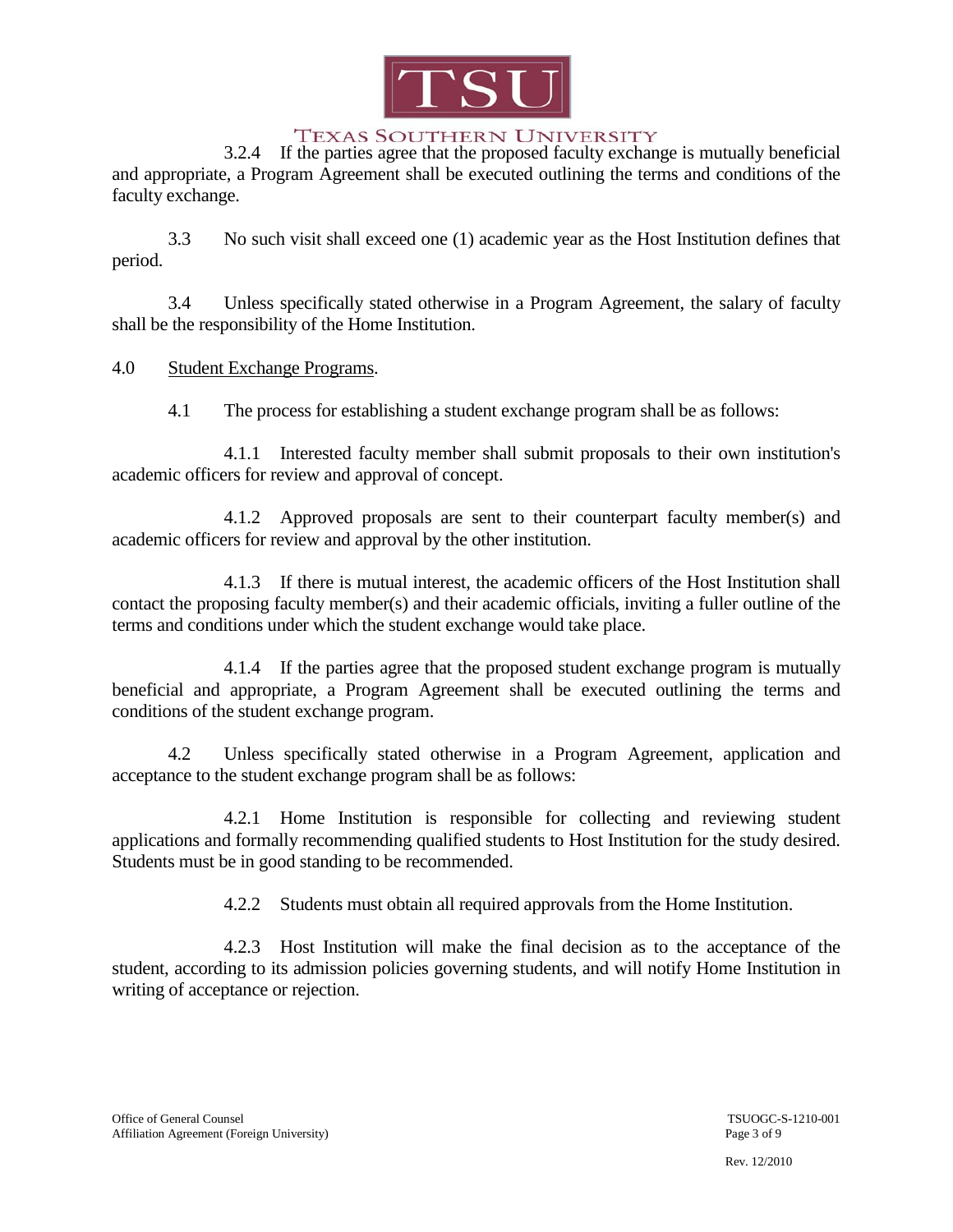3.2.4 If the parties agree that the proposed faculty exchange is mutually beneficial and appropriate, a Program Agreement shall be executed outlining the terms and conditions of the faculty exchange.

3.3 No such visit shall exceed one (1) academic year as the Host Institution defines that period.

3.4 Unless specifically stated otherwise in a Program Agreement, the salary of faculty shall be the responsibility of the Home Institution.

4.0 Student Exchange Programs.

4.1 The process for establishing a student exchange program shall be as follows:

4.1.1 Interested faculty member shall submit proposals to their own institution's academic officers for review and approval of concept.

4.1.2 Approved proposals are sent to their counterpart faculty member(s) and academic officers for review and approval by the other institution.

4.1.3 If there is mutual interest, the academic officers of the Host Institution shall contact the proposing faculty member(s) and their academic officials, inviting a fuller outline of the terms and conditions under which the student exchange would take place.

4.1.4 If the parties agree that the proposed student exchange program is mutually beneficial and appropriate, a Program Agreement shall be executed outlining the terms and conditions of the student exchange program.

4.2 Unless specifically stated otherwise in a Program Agreement, application and acceptance to the student exchange program shall be as follows:

4.2.1 Home Institution is responsible for collecting and reviewing student applications and formally recommending qualified students to Host Institution for the study desired. Students must be in good standing to be recommended.

4.2.2 Students must obtain all required approvals from the Home Institution.

4.2.3 Host Institution will make the final decision as to the acceptance of the student, according to its admission policies governing students, and will notify Home Institution in writing of acceptance or rejection.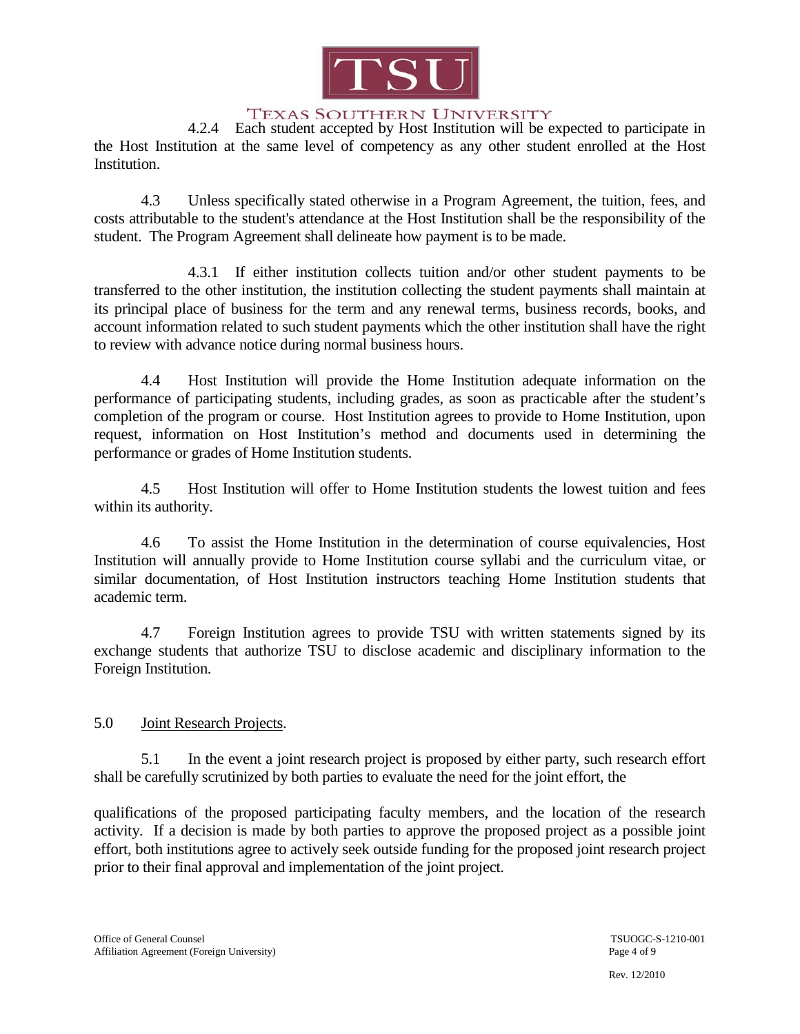4.2.4 Each student accepted by Host Institution will be expected to participate in the Host Institution at the same level of competency as any other student enrolled at the Host Institution.

4.3 Unless specifically stated otherwise in a Program Agreement, the tuition, fees, and costs attributable to the student's attendance at the Host Institution shall be the responsibility of the student. The Program Agreement shall delineate how payment is to be made.

4.3.1 If either institution collects tuition and/or other student payments to be transferred to the other institution, the institution collecting the student payments shall maintain at its principal place of business for the term and any renewal terms, business records, books, and account information related to such student payments which the other institution shall have the right to review with advance notice during normal business hours.

4.4 Host Institution will provide the Home Institution adequate information on the performance of participating students, including grades, as soon as practicable after the student's completion of the program or course. Host Institution agrees to provide to Home Institution, upon request, information on Host Institution's method and documents used in determining the performance or grades of Home Institution students.

4.5 Host Institution will offer to Home Institution students the lowest tuition and fees within its authority.

4.6 To assist the Home Institution in the determination of course equivalencies, Host Institution will annually provide to Home Institution course syllabi and the curriculum vitae, or similar documentation, of Host Institution instructors teaching Home Institution students that academic term.

4.7 Foreign Institution agrees to provide TSU with written statements signed by its exchange students that authorize TSU to disclose academic and disciplinary information to the Foreign Institution.

5.0 <u>Joint Research Projects</u>.

5.1 In the event a joint research project is proposed by either party, such research effort shall be carefully scrutinized by both parties to evaluate the need for the joint effort, the qualifications of the proposed participating faculty members, and the location of the research activity. If a decision is made by both parties to approve the proposed project as a possible joint effort, both institutions agree to actively seek outside funding for the proposed joint research project prior to their final approval and implementation of the joint project.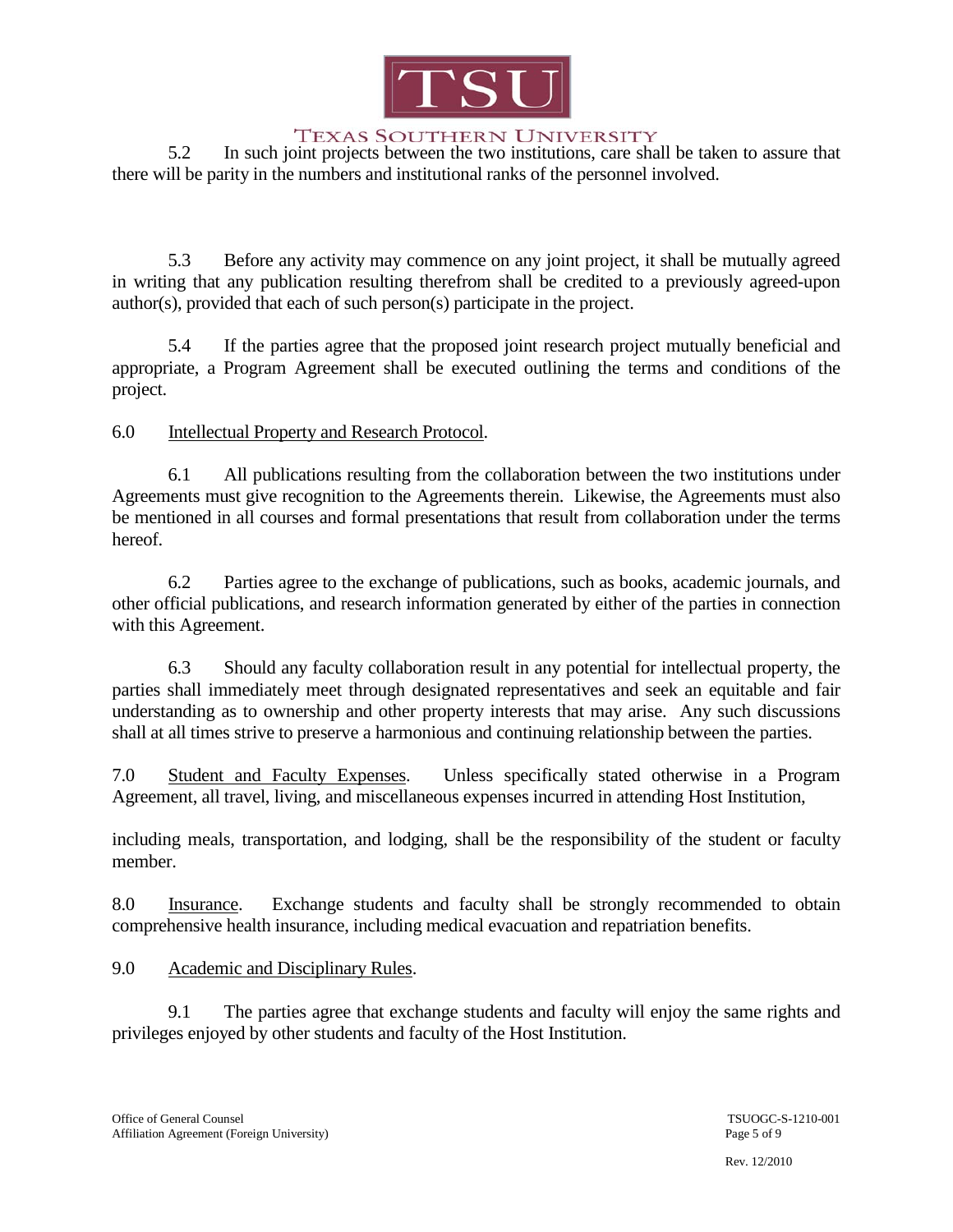5.2 In such joint projects between the two institutions, care shall be taken to assure that there will be parity in the numbers and institutional ranks of the personnel involved.

5.3 Before any activity may commence on any joint project, it shall be mutually agreed in writing that any publication resulting therefrom shall be credited to a previously agreed-upon author(s), provided that each of such person(s) participate in the project.

5.4 If the parties agree that the proposed joint research project mutually beneficial and appropriate, a Program Agreement shall be executed outlining the terms and conditions of the project.

6.0 Intellectual Property and Research Protocol.

6.1 All publications resulting from the collaboration between the two institutions under Agreements must give recognition to the Agreements therein. Likewise, the Agreements must also be mentioned in all courses and formal presentations that result from collaboration under the terms hereof.

6.2 Parties agree to the exchange of publications, such as books, academic journals, and other official publications, and research information generated by either of the parties in connection with this Agreement.

6.3 Should any faculty collaboration result in any potential for intellectual property, the parties shall immediately meet through designated representatives and seek an equitable and fair understanding as to ownership and other property interests that may arise. Any such discussions shall at all times strive to preserve a harmonious and continuing relationship between the parties.

7.0 Student and Faculty Expenses. Unless specifically stated otherwise in a Program Agreement, all travel, living, and miscellaneous expenses incurred in attending Host Institution, including meals, transportation, and lodging, shall be the responsibility of the student or faculty member.

8.0 Insurance. Exchange students and faculty shall be strongly recommended to obtain comprehensive health insurance, including medical evacuation and repatriation benefits.

9.0 Academic and Disciplinary Rules.

9.1 The parties agree that exchange students and faculty will enjoy the same rights and privileges enjoyed by other students and faculty of the Host Institution.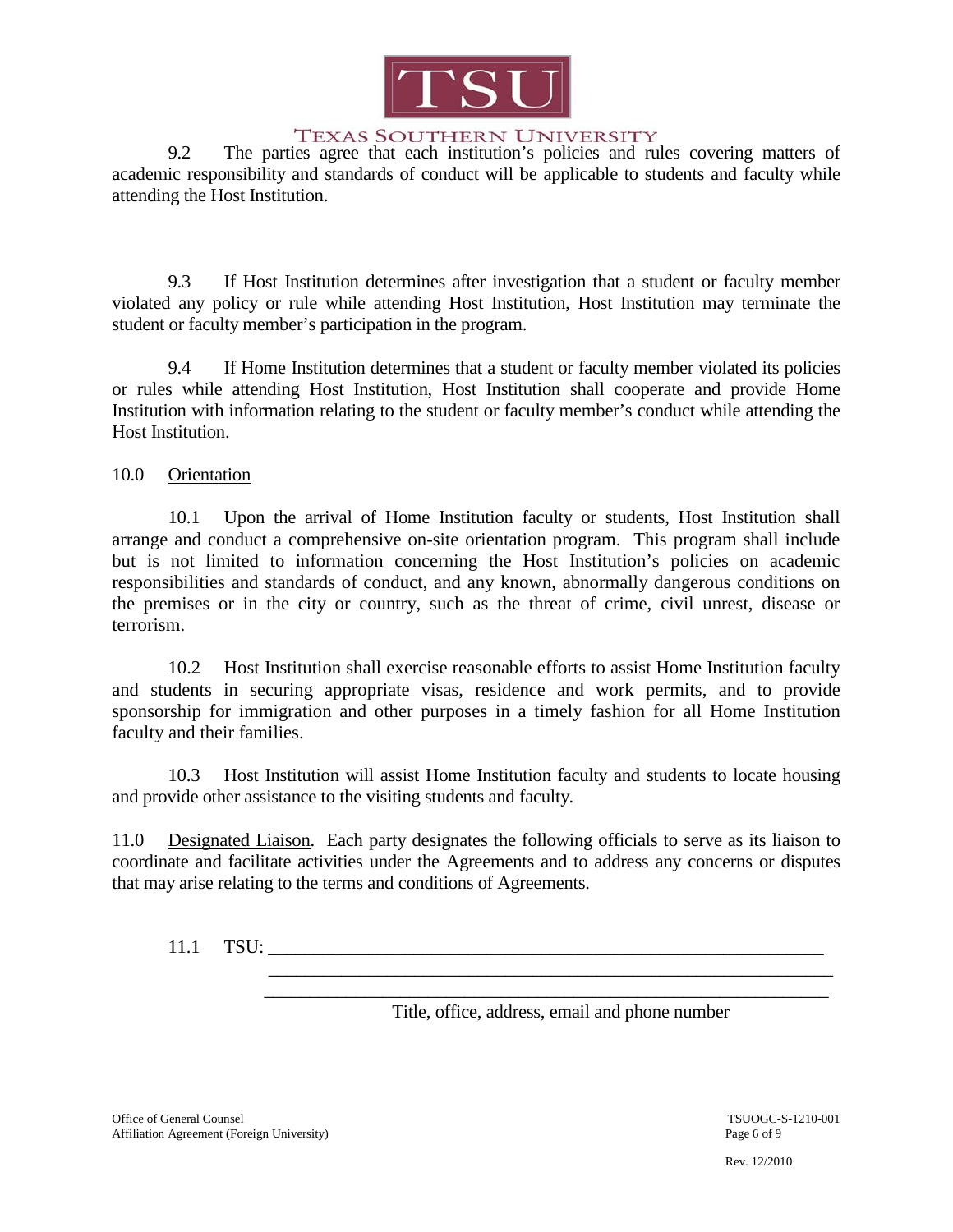9.2 The parties agree that each institution's policies and rules covering matters of academic responsibility and standards of conduct will be applicable to students and faculty while attending the Host Institution.

9.3 If Host Institution determines after investigation that a student or faculty member violated any policy or rule while attending Host Institution, Host Institution may terminate the student or faculty member's participation in the program.

9.4 If Home Institution determines that a student or faculty member violated its policies or rules while attending Host Institution, Host Institution shall cooperate and provide Home Institution with information relating to the student or faculty member's conduct while attending the Host Institution.

10.0 <u>Orientation</u>

10.1 Upon the arrival of Home Institution faculty or students, Host Institution shall arrange and conduct a comprehensive on-site orientation program. This program shall include but is not limited to information concerning the Host Institution's policies on academic responsibilities and standards of conduct, and any known, abnormally dangerous conditions on the premises or in the city or country, such as the threat of crime, civil unrest, disease or terrorism.

10.2 Host Institution shall exercise reasonable efforts to assist Home Institution faculty and students in securing appropriate visas, residence and work permits, and to provide sponsorship for immigration and other purposes in a timely fashion for all Home Institution faculty and their families.

10.3 Host Institution will assist Home Institution faculty and students to locate housing and provide other assistance to the visiting students and faculty.

11.0 <u>Designated Liaison</u>. Each party designates the following officials to serve as its liaison to coordinate and facilitate activities under the Agreements and to address any concerns or disputes that may arise relating to the terms and conditions of Agreements.

11.1 TSU: ______________________________________________________________

______________________________________________________________

______________________________________________________________

Title, office, address, email and phone number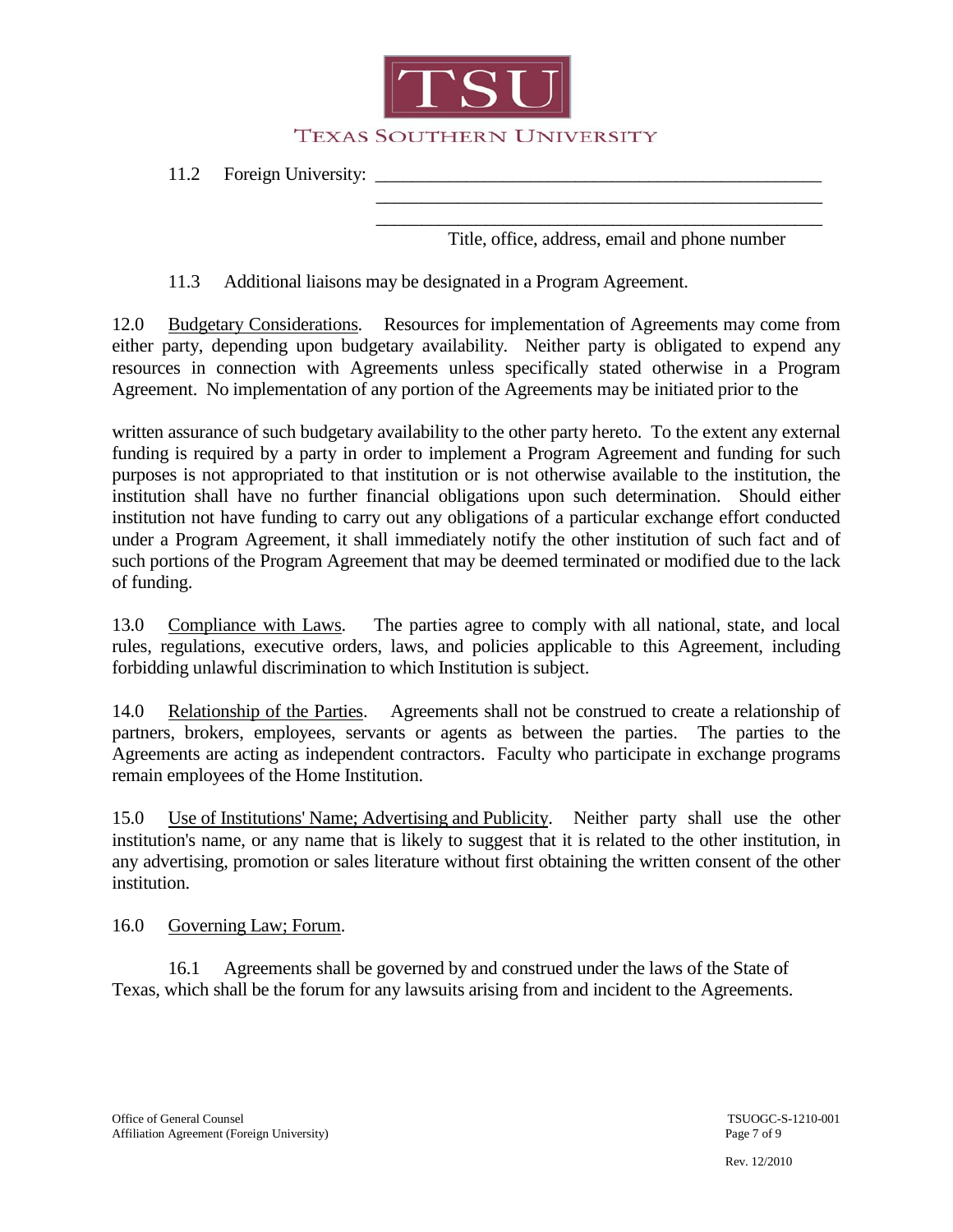11.2 Foreign University: ____________________________________________
____________________________________________
____________________________________________
Title, office, address, email and phone number

11.3 Additional liaisons may be designated in a Program Agreement.

12.0 Budgetary Considerations. Resources for implementation of Agreements may come from either party, depending upon budgetary availability. Neither party is obligated to expend any resources in connection with Agreements unless specifically stated otherwise in a Program Agreement. No implementation of any portion of the Agreements may be initiated prior to the

written assurance of such budgetary availability to the other party hereto. To the extent any external funding is required by a party in order to implement a Program Agreement and funding for such purposes is not appropriated to that institution or is not otherwise available to the institution, the institution shall have no further financial obligations upon such determination. Should either institution not have funding to carry out any obligations of a particular exchange effort conducted under a Program Agreement, it shall immediately notify the other institution of such fact and of such portions of the Program Agreement that may be deemed terminated or modified due to the lack of funding.

13.0 Compliance with Laws. The parties agree to comply with all national, state, and local rules, regulations, executive orders, laws, and policies applicable to this Agreement, including forbidding unlawful discrimination to which Institution is subject.

14.0 Relationship of the Parties. Agreements shall not be construed to create a relationship of partners, brokers, employees, servants or agents as between the parties. The parties to the Agreements are acting as independent contractors. Faculty who participate in exchange programs remain employees of the Home Institution.

15.0 Use of Institutions' Name; Advertising and Publicity. Neither party shall use the other institution's name, or any name that is likely to suggest that it is related to the other institution, in any advertising, promotion or sales literature without first obtaining the written consent of the other institution.

16.0 Governing Law; Forum.

16.1 Agreements shall be governed by and construed under the laws of the State of Texas, which shall be the forum for any lawsuits arising from and incident to the Agreements.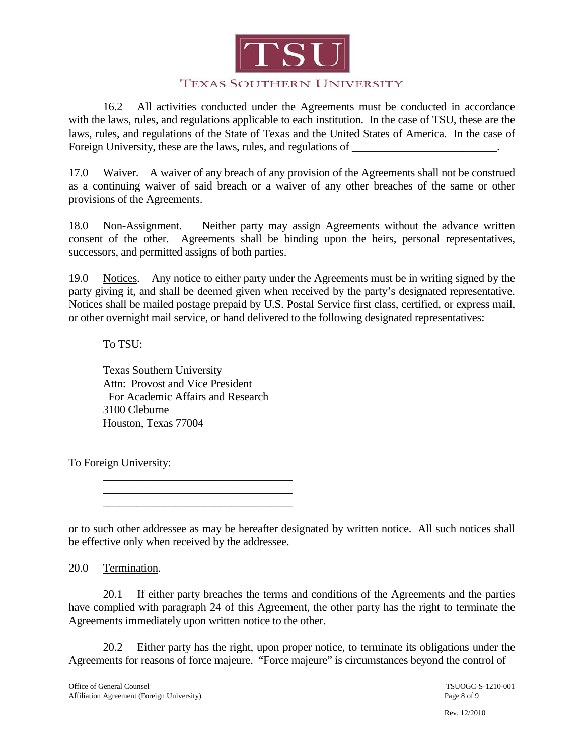16.2 All activities conducted under the Agreements must be conducted in accordance with the laws, rules, and regulations applicable to each institution. In the case of TSU, these are the laws, rules, and regulations of the State of Texas and the United States of America. In the case of Foreign University, these are the laws, rules, and regulations of __________________________.

17.0 Waiver. A waiver of any breach of any provision of the Agreements shall not be construed as a continuing waiver of said breach or a waiver of any other breaches of the same or other provisions of the Agreements.

18.0 Non-Assignment. Neither party may assign Agreements without the advance written consent of the other. Agreements shall be binding upon the heirs, personal representatives, successors, and permitted assigns of both parties.

19.0 Notices. Any notice to either party under the Agreements must be in writing signed by the party giving it, and shall be deemed given when received by the party's designated representative. Notices shall be mailed postage prepaid by U.S. Postal Service first class, certified, or express mail, or other overnight mail service, or hand delivered to the following designated representatives:

To TSU:

Texas Southern University
Attn: Provost and Vice President
For Academic Affairs and Research
3100 Cleburne
Houston, Texas 77004

To Foreign University:

__________________________________
__________________________________
__________________________________

or to such other addressee as may be hereafter designated by written notice. All such notices shall be effective only when received by the addressee.

20.0 Termination.

20.1 If either party breaches the terms and conditions of the Agreements and the parties have complied with paragraph 24 of this Agreement, the other party has the right to terminate the Agreements immediately upon written notice to the other.

20.2 Either party has the right, upon proper notice, to terminate its obligations under the Agreements for reasons of force majeure. "Force majeure" is circumstances beyond the control of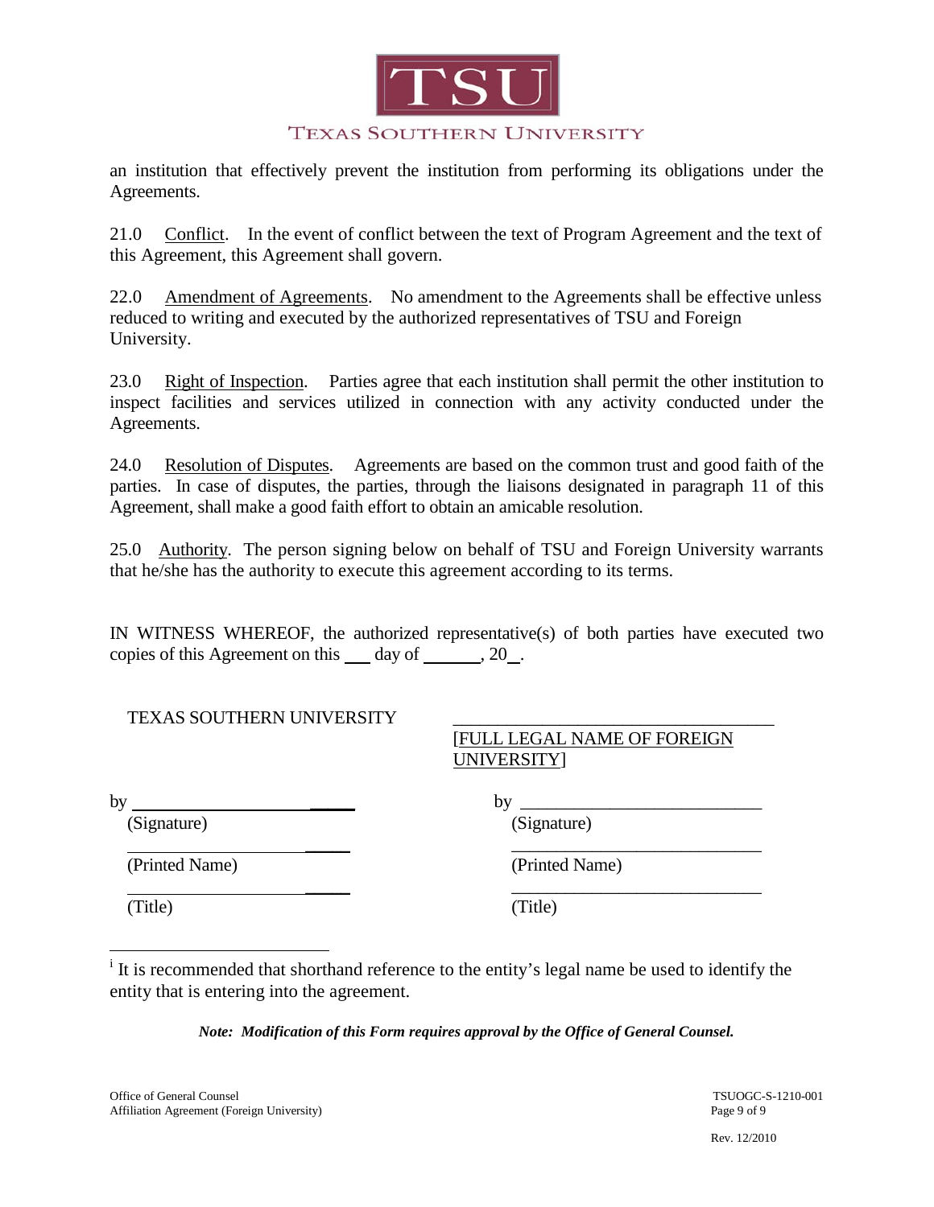an institution that effectively prevent the institution from performing its obligations under the Agreements.

21.0 Conflict. In the event of conflict between the text of Program Agreement and the text of this Agreement, this Agreement shall govern.

22.0 Amendment of Agreements. No amendment to the Agreements shall be effective unless reduced to writing and executed by the authorized representatives of TSU and Foreign University.

23.0 Right of Inspection. Parties agree that each institution shall permit the other institution to inspect facilities and services utilized in connection with any activity conducted under the Agreements.

24.0 Resolution of Disputes. Agreements are based on the common trust and good faith of the parties. In case of disputes, the parties, through the liaisons designated in paragraph 11 of this Agreement, shall make a good faith effort to obtain an amicable resolution.

25.0 Authority. The person signing below on behalf of TSU and Foreign University warrants that he/she has the authority to execute this agreement according to its terms.

IN WITNESS WHEREOF, the authorized representative(s) of both parties have executed two copies of this Agreement on this ___ day of _______, 20__.

| | |
|---|---|
| TEXAS SOUTHERN UNIVERSITY | ______________________________ [FULL LEGAL NAME OF FOREIGN UNIVERSITY] |
| by ___________________________ (Signature) | by ___________________________ (Signature) |
| ___________________________ (Printed Name) | ___________________________ (Printed Name) |
| ___________________________ (Title) | ___________________________ (Title) |

[i] It is recommended that shorthand reference to the entity's legal name be used to identify the entity that is entering into the agreement.

***Note: Modification of this Form requires approval by the Office of General Counsel.***

Office of General Counsel
Affiliation Agreement (Foreign University)

TSUOGC-S-1210-001

Rev. 12/2010